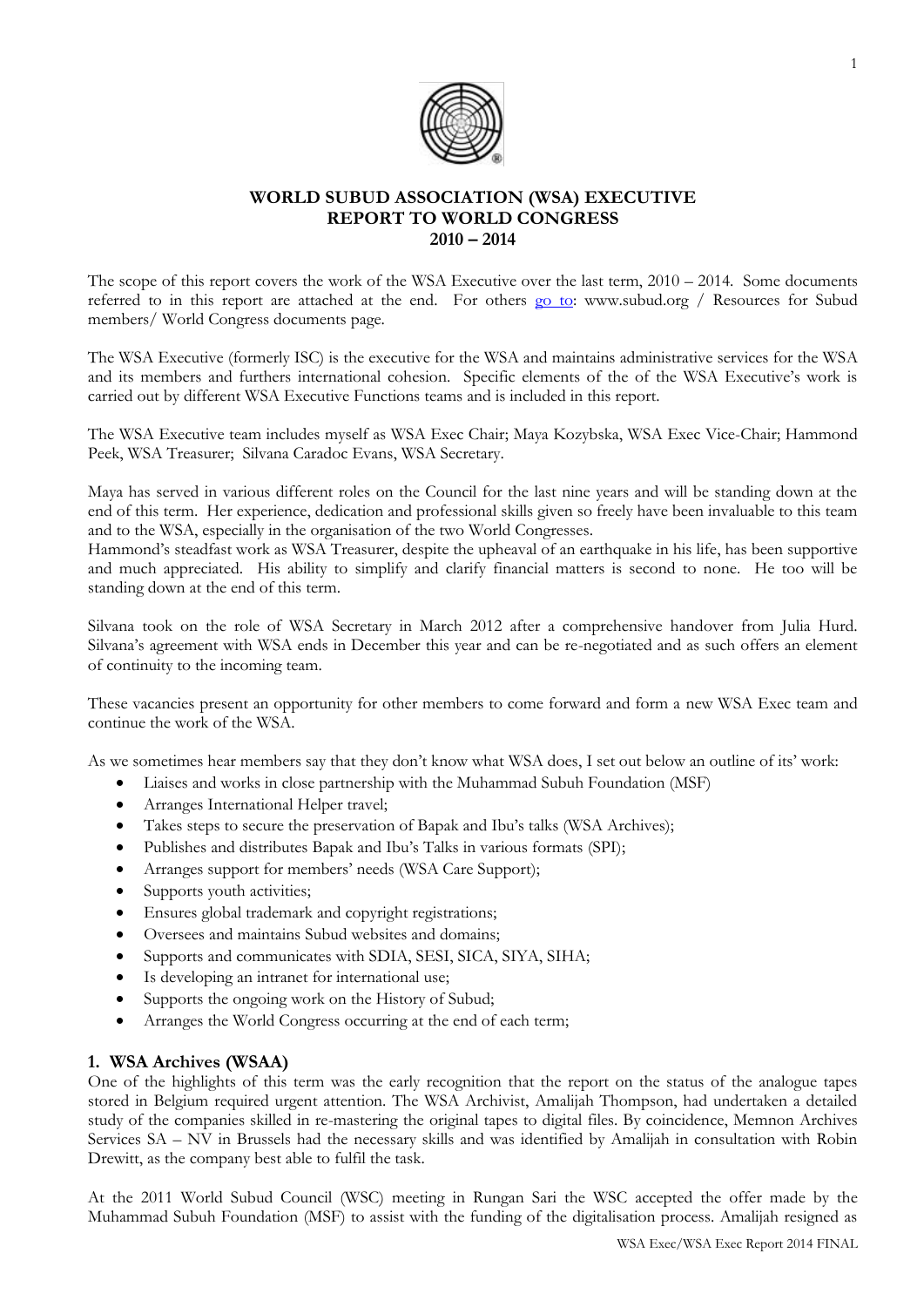# WORLD SUBUD ASSOCIATION (WSA) EXECUTIVE REPORT TO WORLD CONGRESS 2010 – 2014

The scope of this report covers the work of the WSA Executive over the last term, 2010 – 2014. Some documents referred to in this report are attached at the end. For others go to: www.subud.org / Resources for Subud members/ World Congress documents page.

The WSA Executive (formerly ISC) is the executive for the WSA and maintains administrative services for the WSA and its members and furthers international cohesion. Specific elements of the of the WSA Executive's work is carried out by different WSA Executive Functions teams and is included in this report.

The WSA Executive team includes myself as WSA Exec Chair; Maya Kozybska, WSA Exec Vice-Chair; Hammond Peek, WSA Treasurer; Silvana Caradoc Evans, WSA Secretary.

Maya has served in various different roles on the Council for the last nine years and will be standing down at the end of this term. Her experience, dedication and professional skills given so freely have been invaluable to this team and to the WSA, especially in the organisation of the two World Congresses.

Hammond's steadfast work as WSA Treasurer, despite the upheaval of an earthquake in his life, has been supportive and much appreciated. His ability to simplify and clarify financial matters is second to none. He too will be standing down at the end of this term.

Silvana took on the role of WSA Secretary in March 2012 after a comprehensive handover from Julia Hurd. Silvana's agreement with WSA ends in December this year and can be re-negotiated and as such offers an element of continuity to the incoming team.

These vacancies present an opportunity for other members to come forward and form a new WSA Exec team and continue the work of the WSA.

As we sometimes hear members say that they don't know what WSA does, I set out below an outline of its' work:

- Liaises and works in close partnership with the Muhammad Subuh Foundation (MSF)
- Arranges International Helper travel;
- Takes steps to secure the preservation of Bapak and Ibu's talks (WSA Archives);
- Publishes and distributes Bapak and Ibu's Talks in various formats (SPI);
- Arranges support for members' needs (WSA Care Support);
- Supports youth activities;
- Ensures global trademark and copyright registrations;
- Oversees and maintains Subud websites and domains;
- Supports and communicates with SDIA, SESI, SICA, SIYA, SIHA;
- Is developing an intranet for international use;
- Supports the ongoing work on the History of Subud;
- Arranges the World Congress occurring at the end of each term;

## 1. WSA Archives (WSAA)

One of the highlights of this term was the early recognition that the report on the status of the analogue tapes stored in Belgium required urgent attention. The WSA Archivist, Amalijah Thompson, had undertaken a detailed study of the companies skilled in re-mastering the original tapes to digital files. By coincidence, Memnon Archives Services SA – NV in Brussels had the necessary skills and was identified by Amalijah in consultation with Robin Drewitt, as the company best able to fulfil the task.

At the 2011 World Subud Council (WSC) meeting in Rungan Sari the WSC accepted the offer made by the Muhammad Subuh Foundation (MSF) to assist with the funding of the digitalisation process. Amalijah resigned as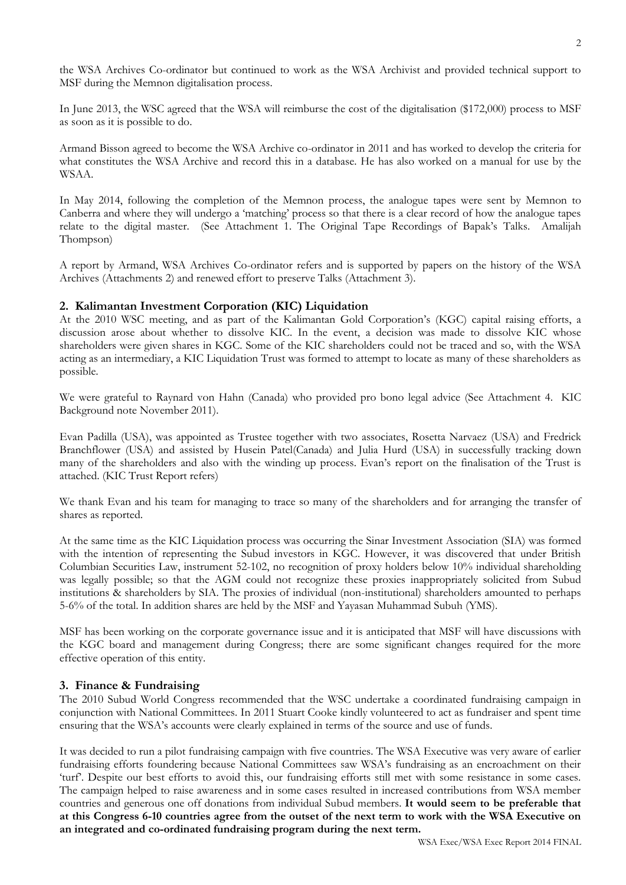the WSA Archives Co-ordinator but continued to work as the WSA Archivist and provided technical support to MSF during the Memnon digitalisation process.

In June 2013, the WSC agreed that the WSA will reimburse the cost of the digitalisation ($172,000) process to MSF as soon as it is possible to do.

Armand Bisson agreed to become the WSA Archive co-ordinator in 2011 and has worked to develop the criteria for what constitutes the WSA Archive and record this in a database. He has also worked on a manual for use by the WSAA.

In May 2014, following the completion of the Memnon process, the analogue tapes were sent by Memnon to Canberra and where they will undergo a 'matching' process so that there is a clear record of how the analogue tapes relate to the digital master. (See Attachment 1. The Original Tape Recordings of Bapak's Talks. Amalijah Thompson)

A report by Armand, WSA Archives Co-ordinator refers and is supported by papers on the history of the WSA Archives (Attachments 2) and renewed effort to preserve Talks (Attachment 3).

## 2. Kalimantan Investment Corporation (KIC) Liquidation

At the 2010 WSC meeting, and as part of the Kalimantan Gold Corporation's (KGC) capital raising efforts, a discussion arose about whether to dissolve KIC. In the event, a decision was made to dissolve KIC whose shareholders were given shares in KGC. Some of the KIC shareholders could not be traced and so, with the WSA acting as an intermediary, a KIC Liquidation Trust was formed to attempt to locate as many of these shareholders as possible.

We were grateful to Raynard von Hahn (Canada) who provided pro bono legal advice (See Attachment 4. KIC Background note November 2011).

Evan Padilla (USA), was appointed as Trustee together with two associates, Rosetta Narvaez (USA) and Fredrick Branchflower (USA) and assisted by Husein Patel(Canada) and Julia Hurd (USA) in successfully tracking down many of the shareholders and also with the winding up process. Evan's report on the finalisation of the Trust is attached. (KIC Trust Report refers)

We thank Evan and his team for managing to trace so many of the shareholders and for arranging the transfer of shares as reported.

At the same time as the KIC Liquidation process was occurring the Sinar Investment Association (SIA) was formed with the intention of representing the Subud investors in KGC. However, it was discovered that under British Columbian Securities Law, instrument 52-102, no recognition of proxy holders below 10% individual shareholding was legally possible; so that the AGM could not recognize these proxies inappropriately solicited from Subud institutions & shareholders by SIA. The proxies of individual (non-institutional) shareholders amounted to perhaps 5-6% of the total. In addition shares are held by the MSF and Yayasan Muhammad Subuh (YMS).

MSF has been working on the corporate governance issue and it is anticipated that MSF will have discussions with the KGC board and management during Congress; there are some significant changes required for the more effective operation of this entity.

## 3. Finance & Fundraising

The 2010 Subud World Congress recommended that the WSC undertake a coordinated fundraising campaign in conjunction with National Committees. In 2011 Stuart Cooke kindly volunteered to act as fundraiser and spent time ensuring that the WSA's accounts were clearly explained in terms of the source and use of funds.

It was decided to run a pilot fundraising campaign with five countries. The WSA Executive was very aware of earlier fundraising efforts foundering because National Committees saw WSA's fundraising as an encroachment on their 'turf'. Despite our best efforts to avoid this, our fundraising efforts still met with some resistance in some cases. The campaign helped to raise awareness and in some cases resulted in increased contributions from WSA member countries and generous one off donations from individual Subud members. **It would seem to be preferable that at this Congress 6-10 countries agree from the outset of the next term to work with the WSA Executive on an integrated and co-ordinated fundraising program during the next term.**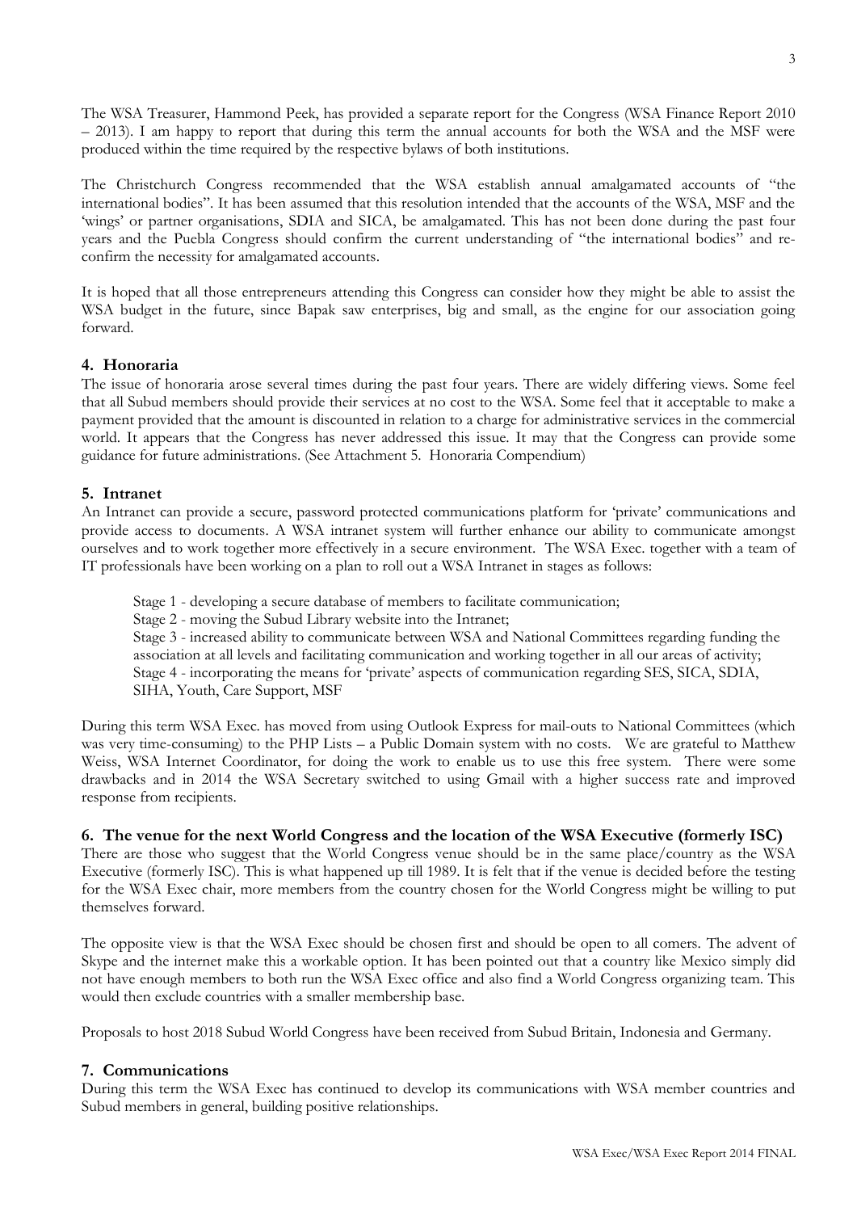The WSA Treasurer, Hammond Peek, has provided a separate report for the Congress (WSA Finance Report 2010 – 2013). I am happy to report that during this term the annual accounts for both the WSA and the MSF were produced within the time required by the respective bylaws of both institutions.

The Christchurch Congress recommended that the WSA establish annual amalgamated accounts of "the international bodies". It has been assumed that this resolution intended that the accounts of the WSA, MSF and the 'wings' or partner organisations, SDIA and SICA, be amalgamated. This has not been done during the past four years and the Puebla Congress should confirm the current understanding of "the international bodies" and re-confirm the necessity for amalgamated accounts.

It is hoped that all those entrepreneurs attending this Congress can consider how they might be able to assist the WSA budget in the future, since Bapak saw enterprises, big and small, as the engine for our association going forward.

## 4. Honoraria

The issue of honoraria arose several times during the past four years. There are widely differing views. Some feel that all Subud members should provide their services at no cost to the WSA. Some feel that it acceptable to make a payment provided that the amount is discounted in relation to a charge for administrative services in the commercial world. It appears that the Congress has never addressed this issue. It may that the Congress can provide some guidance for future administrations. (See Attachment 5. Honoraria Compendium)

## 5. Intranet

An Intranet can provide a secure, password protected communications platform for 'private' communications and provide access to documents. A WSA intranet system will further enhance our ability to communicate amongst ourselves and to work together more effectively in a secure environment. The WSA Exec. together with a team of IT professionals have been working on a plan to roll out a WSA Intranet in stages as follows:

Stage 1 - developing a secure database of members to facilitate communication;
Stage 2 - moving the Subud Library website into the Intranet;
Stage 3 - increased ability to communicate between WSA and National Committees regarding funding the association at all levels and facilitating communication and working together in all our areas of activity;
Stage 4 - incorporating the means for 'private' aspects of communication regarding SES, SICA, SDIA, SIHA, Youth, Care Support, MSF

During this term WSA Exec. has moved from using Outlook Express for mail-outs to National Committees (which was very time-consuming) to the PHP Lists – a Public Domain system with no costs. We are grateful to Matthew Weiss, WSA Internet Coordinator, for doing the work to enable us to use this free system. There were some drawbacks and in 2014 the WSA Secretary switched to using Gmail with a higher success rate and improved response from recipients.

## 6. The venue for the next World Congress and the location of the WSA Executive (formerly ISC)

There are those who suggest that the World Congress venue should be in the same place/country as the WSA Executive (formerly ISC). This is what happened up till 1989. It is felt that if the venue is decided before the testing for the WSA Exec chair, more members from the country chosen for the World Congress might be willing to put themselves forward.

The opposite view is that the WSA Exec should be chosen first and should be open to all comers. The advent of Skype and the internet make this a workable option. It has been pointed out that a country like Mexico simply did not have enough members to both run the WSA Exec office and also find a World Congress organizing team. This would then exclude countries with a smaller membership base.

Proposals to host 2018 Subud World Congress have been received from Subud Britain, Indonesia and Germany.

## 7. Communications

During this term the WSA Exec has continued to develop its communications with WSA member countries and Subud members in general, building positive relationships.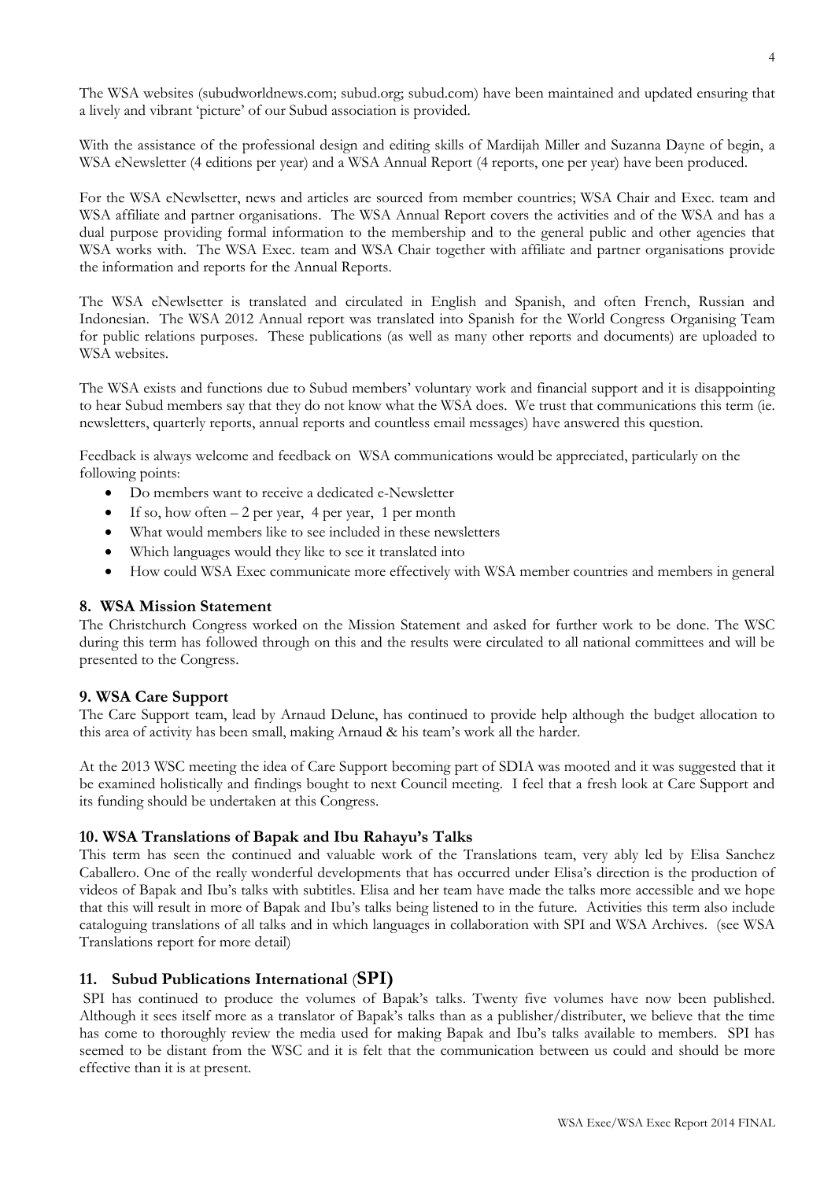The WSA websites (subudworldnews.com; subud.org; subud.com) have been maintained and updated ensuring that a lively and vibrant 'picture' of our Subud association is provided.

With the assistance of the professional design and editing skills of Mardijah Miller and Suzanna Dayne of begin, a WSA eNewsletter (4 editions per year) and a WSA Annual Report (4 reports, one per year) have been produced.

For the WSA eNewlsetter, news and articles are sourced from member countries; WSA Chair and Exec. team and WSA affiliate and partner organisations. The WSA Annual Report covers the activities and of the WSA and has a dual purpose providing formal information to the membership and to the general public and other agencies that WSA works with. The WSA Exec. team and WSA Chair together with affiliate and partner organisations provide the information and reports for the Annual Reports.

The WSA eNewlsetter is translated and circulated in English and Spanish, and often French, Russian and Indonesian. The WSA 2012 Annual report was translated into Spanish for the World Congress Organising Team for public relations purposes. These publications (as well as many other reports and documents) are uploaded to WSA websites.

The WSA exists and functions due to Subud members' voluntary work and financial support and it is disappointing to hear Subud members say that they do not know what the WSA does. We trust that communications this term (ie. newsletters, quarterly reports, annual reports and countless email messages) have answered this question.

Feedback is always welcome and feedback on WSA communications would be appreciated, particularly on the following points:

- Do members want to receive a dedicated e-Newsletter
- If so, how often – 2 per year, 4 per year, 1 per month
- What would members like to see included in these newsletters
- Which languages would they like to see it translated into
- How could WSA Exec communicate more effectively with WSA member countries and members in general

## 8. WSA Mission Statement

The Christchurch Congress worked on the Mission Statement and asked for further work to be done. The WSC during this term has followed through on this and the results were circulated to all national committees and will be presented to the Congress.

## 9. WSA Care Support

The Care Support team, lead by Arnaud Delune, has continued to provide help although the budget allocation to this area of activity has been small, making Arnaud & his team's work all the harder.

At the 2013 WSC meeting the idea of Care Support becoming part of SDIA was mooted and it was suggested that it be examined holistically and findings bought to next Council meeting. I feel that a fresh look at Care Support and its funding should be undertaken at this Congress.

## 10. WSA Translations of Bapak and Ibu Rahayu's Talks

This term has seen the continued and valuable work of the Translations team, very ably led by Elisa Sanchez Caballero. One of the really wonderful developments that has occurred under Elisa's direction is the production of videos of Bapak and Ibu's talks with subtitles. Elisa and her team have made the talks more accessible and we hope that this will result in more of Bapak and Ibu's talks being listened to in the future. Activities this term also include cataloguing translations of all talks and in which languages in collaboration with SPI and WSA Archives. (see WSA Translations report for more detail)

## 11. Subud Publications International (SPI)

SPI has continued to produce the volumes of Bapak's talks. Twenty five volumes have now been published. Although it sees itself more as a translator of Bapak's talks than as a publisher/distributer, we believe that the time has come to thoroughly review the media used for making Bapak and Ibu's talks available to members. SPI has seemed to be distant from the WSC and it is felt that the communication between us could and should be more effective than it is at present.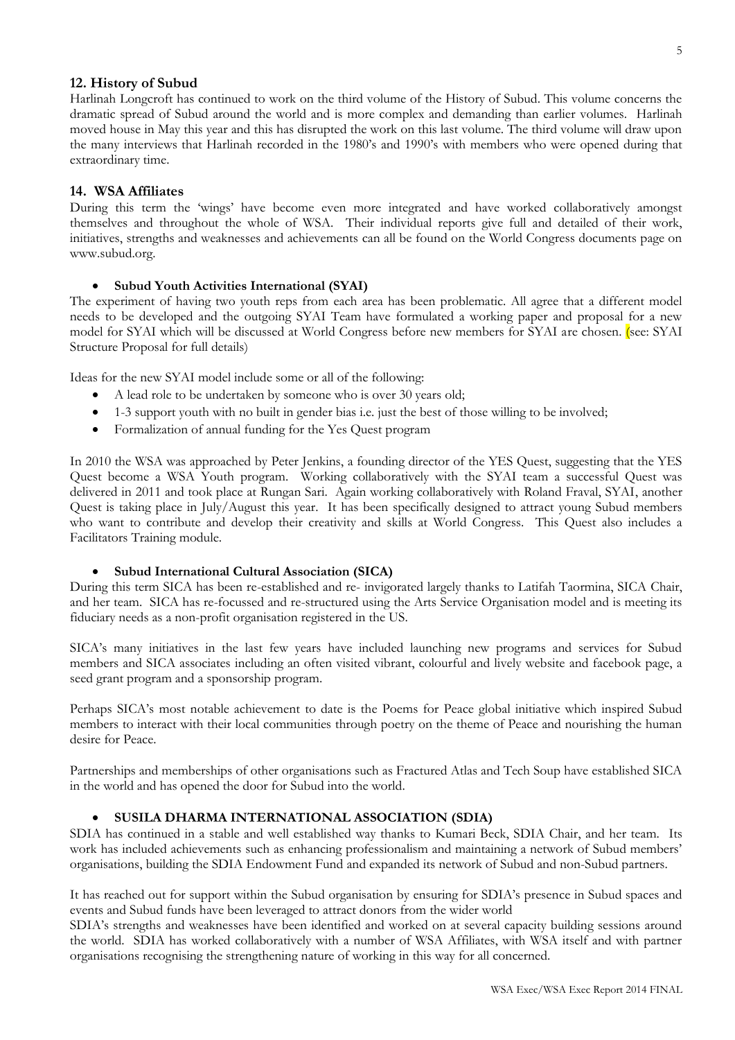## 12. History of Subud

Harlinah Longcroft has continued to work on the third volume of the History of Subud. This volume concerns the dramatic spread of Subud around the world and is more complex and demanding than earlier volumes. Harlinah moved house in May this year and this has disrupted the work on this last volume. The third volume will draw upon the many interviews that Harlinah recorded in the 1980's and 1990's with members who were opened during that extraordinary time.

## 14. WSA Affiliates

During this term the 'wings' have become even more integrated and have worked collaboratively amongst themselves and throughout the whole of WSA. Their individual reports give full and detailed of their work, initiatives, strengths and weaknesses and achievements can all be found on the World Congress documents page on www.subud.org.

- **Subud Youth Activities International (SYAI)**

The experiment of having two youth reps from each area has been problematic. All agree that a different model needs to be developed and the outgoing SYAI Team have formulated a working paper and proposal for a new model for SYAI which will be discussed at World Congress before new members for SYAI are chosen. (see: SYAI Structure Proposal for full details)

Ideas for the new SYAI model include some or all of the following:

- A lead role to be undertaken by someone who is over 30 years old;
- 1-3 support youth with no built in gender bias i.e. just the best of those willing to be involved;
- Formalization of annual funding for the Yes Quest program

In 2010 the WSA was approached by Peter Jenkins, a founding director of the YES Quest, suggesting that the YES Quest become a WSA Youth program. Working collaboratively with the SYAI team a successful Quest was delivered in 2011 and took place at Rungan Sari. Again working collaboratively with Roland Fraval, SYAI, another Quest is taking place in July/August this year. It has been specifically designed to attract young Subud members who want to contribute and develop their creativity and skills at World Congress. This Quest also includes a Facilitators Training module.

- **Subud International Cultural Association (SICA)**

During this term SICA has been re-established and re- invigorated largely thanks to Latifah Taormina, SICA Chair, and her team. SICA has re-focussed and re-structured using the Arts Service Organisation model and is meeting its fiduciary needs as a non-profit organisation registered in the US.

SICA's many initiatives in the last few years have included launching new programs and services for Subud members and SICA associates including an often visited vibrant, colourful and lively website and facebook page, a seed grant program and a sponsorship program.

Perhaps SICA's most notable achievement to date is the Poems for Peace global initiative which inspired Subud members to interact with their local communities through poetry on the theme of Peace and nourishing the human desire for Peace.

Partnerships and memberships of other organisations such as Fractured Atlas and Tech Soup have established SICA in the world and has opened the door for Subud into the world.

- **SUSILA DHARMA INTERNATIONAL ASSOCIATION (SDIA)**

SDIA has continued in a stable and well established way thanks to Kumari Beck, SDIA Chair, and her team. Its work has included achievements such as enhancing professionalism and maintaining a network of Subud members' organisations, building the SDIA Endowment Fund and expanded its network of Subud and non-Subud partners.

It has reached out for support within the Subud organisation by ensuring for SDIA's presence in Subud spaces and events and Subud funds have been leveraged to attract donors from the wider world

SDIA's strengths and weaknesses have been identified and worked on at several capacity building sessions around the world. SDIA has worked collaboratively with a number of WSA Affiliates, with WSA itself and with partner organisations recognising the strengthening nature of working in this way for all concerned.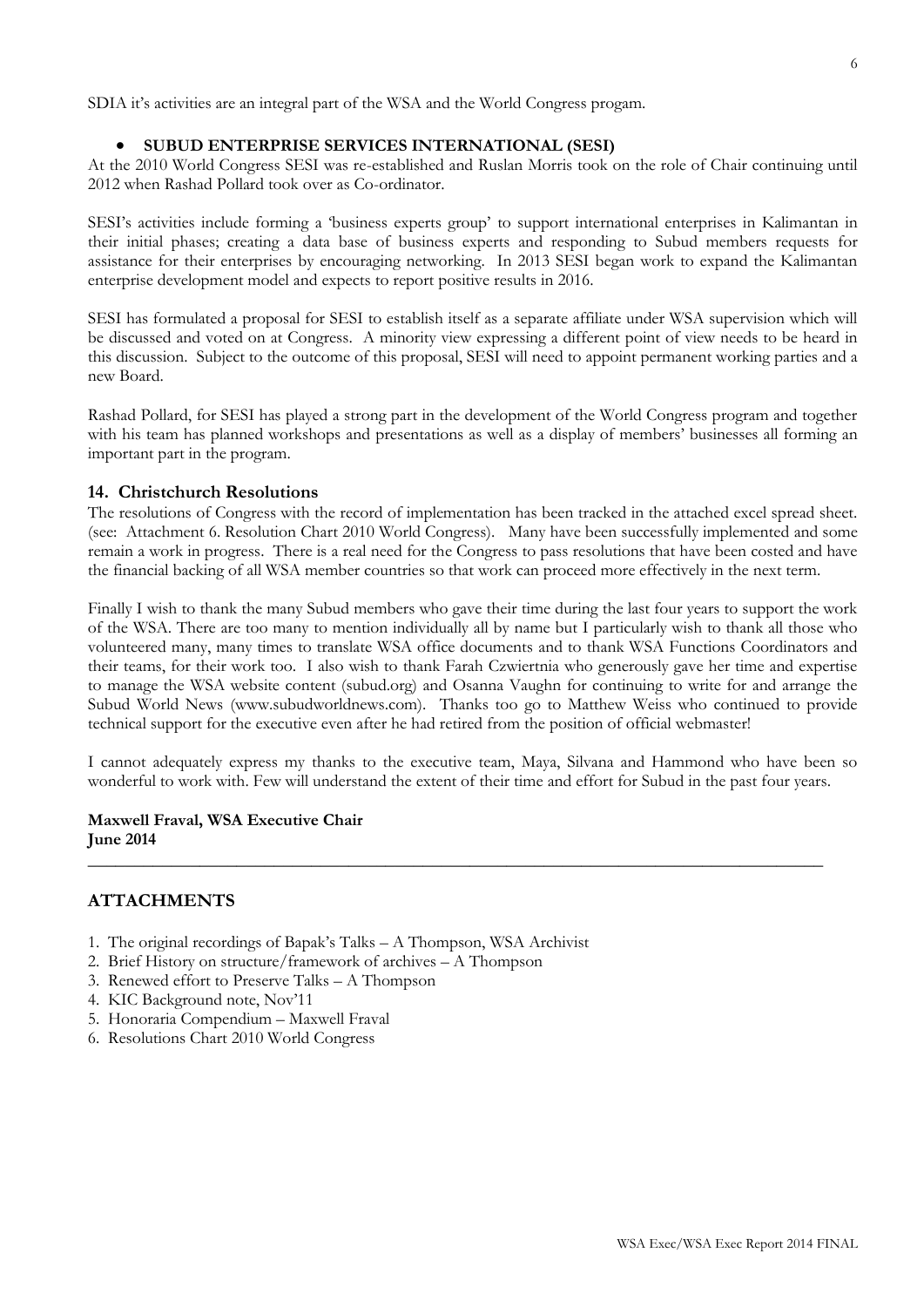SDIA it's activities are an integral part of the WSA and the World Congress progam.

- **SUBUD ENTERPRISE SERVICES INTERNATIONAL (SESI)**

At the 2010 World Congress SESI was re-established and Ruslan Morris took on the role of Chair continuing until 2012 when Rashad Pollard took over as Co-ordinator.

SESI's activities include forming a 'business experts group' to support international enterprises in Kalimantan in their initial phases; creating a data base of business experts and responding to Subud members requests for assistance for their enterprises by encouraging networking. In 2013 SESI began work to expand the Kalimantan enterprise development model and expects to report positive results in 2016.

SESI has formulated a proposal for SESI to establish itself as a separate affiliate under WSA supervision which will be discussed and voted on at Congress. A minority view expressing a different point of view needs to be heard in this discussion. Subject to the outcome of this proposal, SESI will need to appoint permanent working parties and a new Board.

Rashad Pollard, for SESI has played a strong part in the development of the World Congress program and together with his team has planned workshops and presentations as well as a display of members' businesses all forming an important part in the program.

### 14. Christchurch Resolutions

The resolutions of Congress with the record of implementation has been tracked in the attached excel spread sheet. (see: Attachment 6. Resolution Chart 2010 World Congress). Many have been successfully implemented and some remain a work in progress. There is a real need for the Congress to pass resolutions that have been costed and have the financial backing of all WSA member countries so that work can proceed more effectively in the next term.

Finally I wish to thank the many Subud members who gave their time during the last four years to support the work of the WSA. There are too many to mention individually all by name but I particularly wish to thank all those who volunteered many, many times to translate WSA office documents and to thank WSA Functions Coordinators and their teams, for their work too. I also wish to thank Farah Czwiertnia who generously gave her time and expertise to manage the WSA website content (subud.org) and Osanna Vaughn for continuing to write for and arrange the Subud World News (www.subudworldnews.com). Thanks too go to Matthew Weiss who continued to provide technical support for the executive even after he had retired from the position of official webmaster!

I cannot adequately express my thanks to the executive team, Maya, Silvana and Hammond who have been so wonderful to work with. Few will understand the extent of their time and effort for Subud in the past four years.

**Maxwell Fraval, WSA Executive Chair**
**June 2014**

---

## ATTACHMENTS

1. The original recordings of Bapak's Talks – A Thompson, WSA Archivist
2. Brief History on structure/framework of archives – A Thompson
3. Renewed effort to Preserve Talks – A Thompson
4. KIC Background note, Nov'11
5. Honoraria Compendium – Maxwell Fraval
6. Resolutions Chart 2010 World Congress